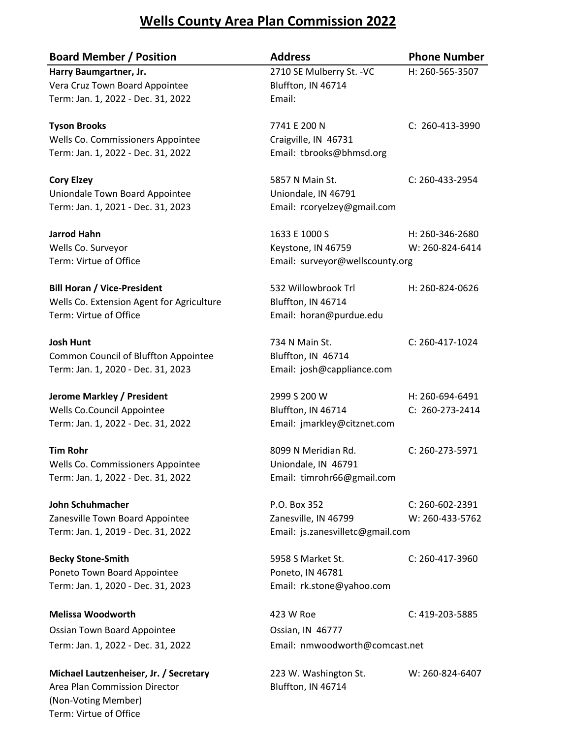# Wells County Area Plan Commission 2022

| Board Member / Position | Address | Phone Number |
|---|---|---|
| **Harry Baumgartner, Jr.**<br>Vera Cruz Town Board Appointee<br>Term: Jan. 1, 2022 - Dec. 31, 2022 | 2710 SE Mulberry St. -VC<br>Bluffton, IN 46714<br>Email: | H: 260-565-3507 |
| **Tyson Brooks**<br>Wells Co. Commissioners Appointee<br>Term: Jan. 1, 2022 - Dec. 31, 2022 | 7741 E 200 N<br>Craigville, IN 46731<br>Email: tbrooks@bhmsd.org | C: 260-413-3990 |
| **Cory Elzey**<br>Uniondale Town Board Appointee<br>Term: Jan. 1, 2021 - Dec. 31, 2023 | 5857 N Main St.<br>Uniondale, IN 46791<br>Email: rcoryelzey@gmail.com | C: 260-433-2954 |
| **Jarrod Hahn**<br>Wells Co. Surveyor<br>Term: Virtue of Office | 1633 E 1000 S<br>Keystone, IN 46759<br>Email: surveyor@wellscounty.org | H: 260-346-2680<br>W: 260-824-6414 |
| **Bill Horan / Vice-President**<br>Wells Co. Extension Agent for Agriculture<br>Term: Virtue of Office | 532 Willowbrook Trl<br>Bluffton, IN 46714<br>Email: horan@purdue.edu | H: 260-824-0626 |
| **Josh Hunt**<br>Common Council of Bluffton Appointee<br>Term: Jan. 1, 2020 - Dec. 31, 2023 | 734 N Main St.<br>Bluffton, IN 46714<br>Email: josh@cappliance.com | C: 260-417-1024 |
| **Jerome Markley / President**<br>Wells Co.Council Appointee<br>Term: Jan. 1, 2022 - Dec. 31, 2022 | 2999 S 200 W<br>Bluffton, IN 46714<br>Email: jmarkley@citznet.com | H: 260-694-6491<br>C: 260-273-2414 |
| **Tim Rohr**<br>Wells Co. Commissioners Appointee<br>Term: Jan. 1, 2022 - Dec. 31, 2022 | 8099 N Meridian Rd.<br>Uniondale, IN 46791<br>Email: timrohr66@gmail.com | C: 260-273-5971 |
| **John Schuhmacher**<br>Zanesville Town Board Appointee<br>Term: Jan. 1, 2019 - Dec. 31, 2022 | P.O. Box 352<br>Zanesville, IN 46799<br>Email: js.zanesvilletc@gmail.com | C: 260-602-2391<br>W: 260-433-5762 |
| **Becky Stone-Smith**<br>Poneto Town Board Appointee<br>Term: Jan. 1, 2020 - Dec. 31, 2023 | 5958 S Market St.<br>Poneto, IN 46781<br>Email: rk.stone@yahoo.com | C: 260-417-3960 |
| **Melissa Woodworth**<br>Ossian Town Board Appointee<br>Term: Jan. 1, 2022 - Dec. 31, 2022 | 423 W Roe<br>Ossian, IN 46777<br>Email: nmwoodworth@comcast.net | C: 419-203-5885 |
| **Michael Lautzenheiser, Jr. / Secretary**<br>Area Plan Commission Director<br>(Non-Voting Member)<br>Term: Virtue of Office | 223 W. Washington St.<br>Bluffton, IN 46714 | W: 260-824-6407 |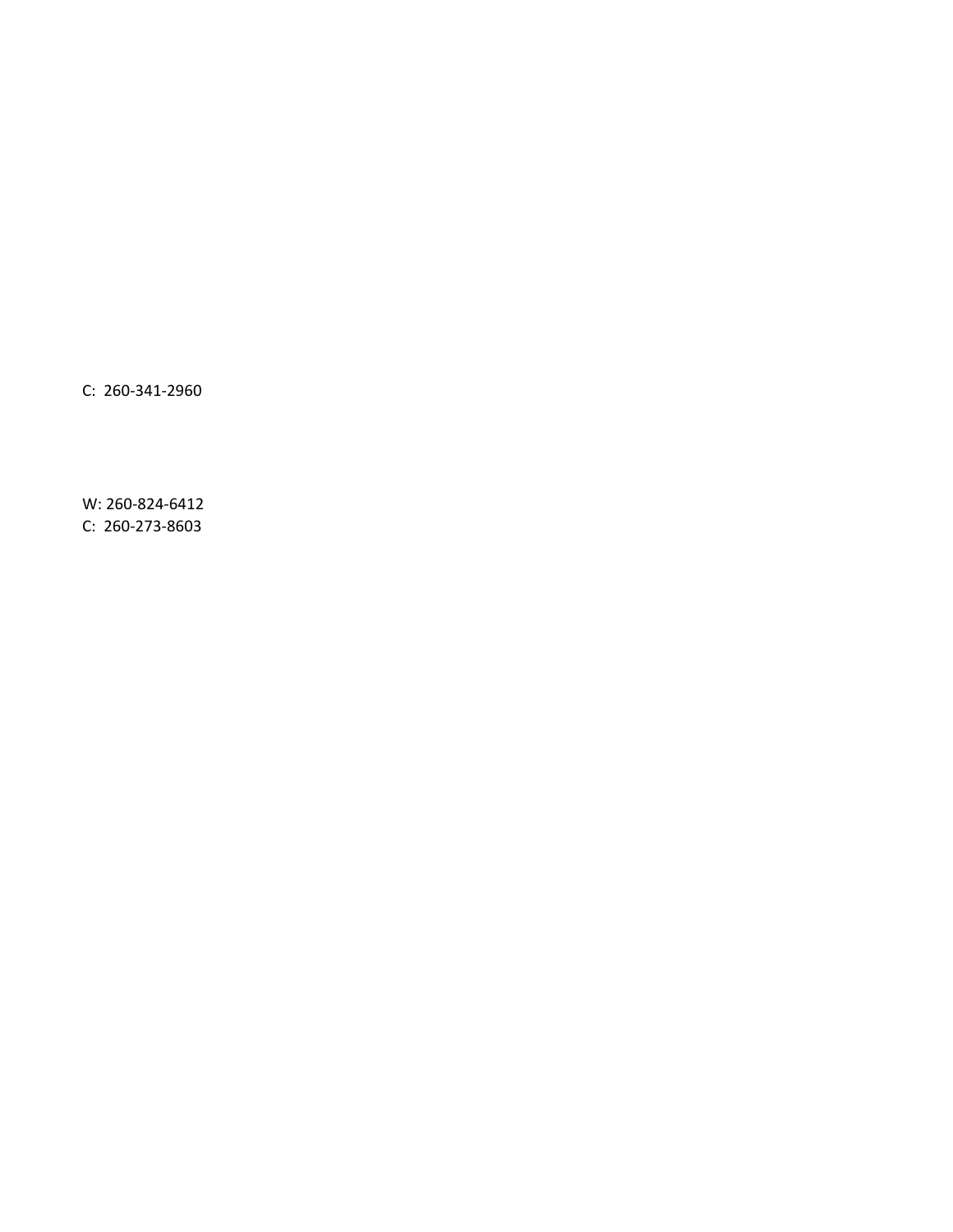C:  260-341-2960

W: 260-824-6412
C:  260-273-8603